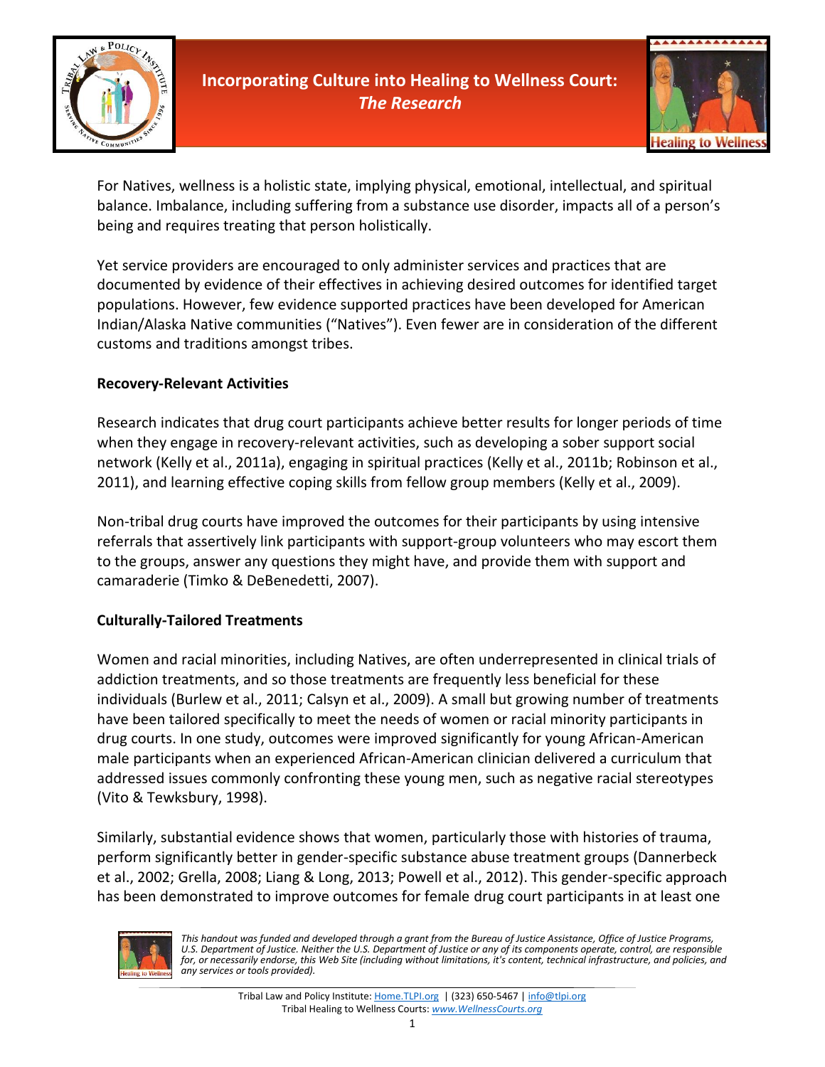# Incorporating Culture into Healing to Wellness Court: *The Research*

For Natives, wellness is a holistic state, implying physical, emotional, intellectual, and spiritual balance. Imbalance, including suffering from a substance use disorder, impacts all of a person's being and requires treating that person holistically.

Yet service providers are encouraged to only administer services and practices that are documented by evidence of their effectives in achieving desired outcomes for identified target populations. However, few evidence supported practices have been developed for American Indian/Alaska Native communities ("Natives"). Even fewer are in consideration of the different customs and traditions amongst tribes.

**Recovery-Relevant Activities**

Research indicates that drug court participants achieve better results for longer periods of time when they engage in recovery-relevant activities, such as developing a sober support social network (Kelly et al., 2011a), engaging in spiritual practices (Kelly et al., 2011b; Robinson et al., 2011), and learning effective coping skills from fellow group members (Kelly et al., 2009).

Non-tribal drug courts have improved the outcomes for their participants by using intensive referrals that assertively link participants with support-group volunteers who may escort them to the groups, answer any questions they might have, and provide them with support and camaraderie (Timko & DeBenedetti, 2007).

**Culturally-Tailored Treatments**

Women and racial minorities, including Natives, are often underrepresented in clinical trials of addiction treatments, and so those treatments are frequently less beneficial for these individuals (Burlew et al., 2011; Calsyn et al., 2009). A small but growing number of treatments have been tailored specifically to meet the needs of women or racial minority participants in drug courts. In one study, outcomes were improved significantly for young African-American male participants when an experienced African-American clinician delivered a curriculum that addressed issues commonly confronting these young men, such as negative racial stereotypes (Vito & Tewksbury, 1998).

Similarly, substantial evidence shows that women, particularly those with histories of trauma, perform significantly better in gender-specific substance abuse treatment groups (Dannerbeck et al., 2002; Grella, 2008; Liang & Long, 2013; Powell et al., 2012). This gender-specific approach has been demonstrated to improve outcomes for female drug court participants in at least one

*This handout was funded and developed through a grant from the Bureau of Justice Assistance, Office of Justice Programs, U.S. Department of Justice. Neither the U.S. Department of Justice or any of its components operate, control, are responsible for, or necessarily endorse, this Web Site (including without limitations, it's content, technical infrastructure, and policies, and any services or tools provided).*

Tribal Law and Policy Institute: Home.TLPI.org | (323) 650-5467 | info@tlpi.org
Tribal Healing to Wellness Courts: *www.WellnessCourts.org*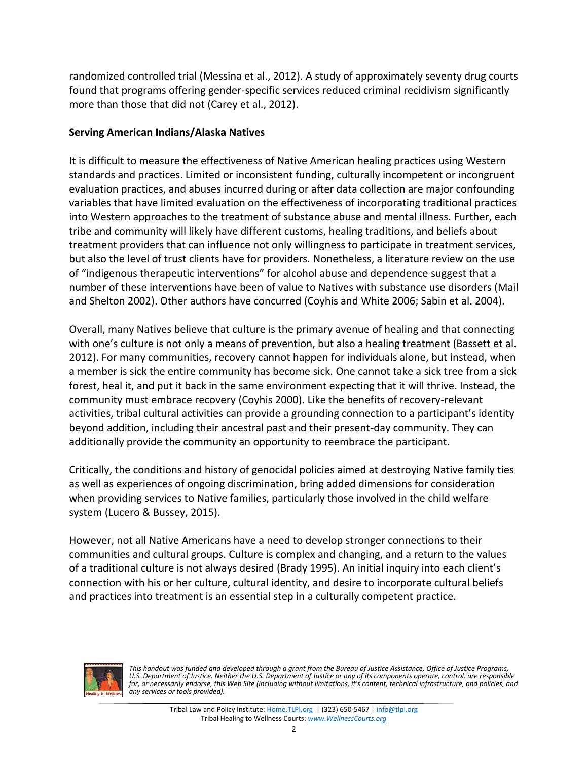randomized controlled trial (Messina et al., 2012). A study of approximately seventy drug courts found that programs offering gender-specific services reduced criminal recidivism significantly more than those that did not (Carey et al., 2012).

**Serving American Indians/Alaska Natives**

It is difficult to measure the effectiveness of Native American healing practices using Western standards and practices. Limited or inconsistent funding, culturally incompetent or incongruent evaluation practices, and abuses incurred during or after data collection are major confounding variables that have limited evaluation on the effectiveness of incorporating traditional practices into Western approaches to the treatment of substance abuse and mental illness. Further, each tribe and community will likely have different customs, healing traditions, and beliefs about treatment providers that can influence not only willingness to participate in treatment services, but also the level of trust clients have for providers. Nonetheless, a literature review on the use of "indigenous therapeutic interventions" for alcohol abuse and dependence suggest that a number of these interventions have been of value to Natives with substance use disorders (Mail and Shelton 2002). Other authors have concurred (Coyhis and White 2006; Sabin et al. 2004).

Overall, many Natives believe that culture is the primary avenue of healing and that connecting with one's culture is not only a means of prevention, but also a healing treatment (Bassett et al. 2012). For many communities, recovery cannot happen for individuals alone, but instead, when a member is sick the entire community has become sick. One cannot take a sick tree from a sick forest, heal it, and put it back in the same environment expecting that it will thrive. Instead, the community must embrace recovery (Coyhis 2000). Like the benefits of recovery-relevant activities, tribal cultural activities can provide a grounding connection to a participant's identity beyond addition, including their ancestral past and their present-day community. They can additionally provide the community an opportunity to reembrace the participant.

Critically, the conditions and history of genocidal policies aimed at destroying Native family ties as well as experiences of ongoing discrimination, bring added dimensions for consideration when providing services to Native families, particularly those involved in the child welfare system (Lucero & Bussey, 2015).

However, not all Native Americans have a need to develop stronger connections to their communities and cultural groups. Culture is complex and changing, and a return to the values of a traditional culture is not always desired (Brady 1995). An initial inquiry into each client's connection with his or her culture, cultural identity, and desire to incorporate cultural beliefs and practices into treatment is an essential step in a culturally competent practice.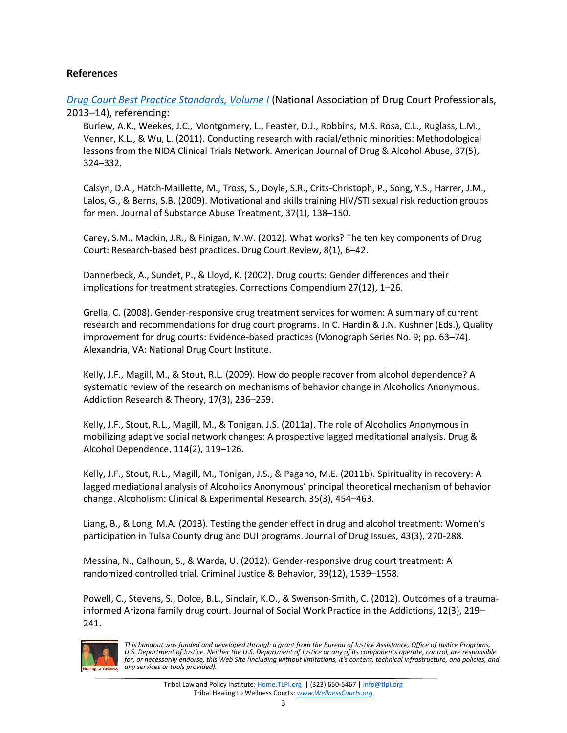**References**

*Drug Court Best Practice Standards, Volume I* (National Association of Drug Court Professionals, 2013–14), referencing:

Burlew, A.K., Weekes, J.C., Montgomery, L., Feaster, D.J., Robbins, M.S. Rosa, C.L., Ruglass, L.M., Venner, K.L., & Wu, L. (2011). Conducting research with racial/ethnic minorities: Methodological lessons from the NIDA Clinical Trials Network. American Journal of Drug & Alcohol Abuse, 37(5), 324–332.

Calsyn, D.A., Hatch-Maillette, M., Tross, S., Doyle, S.R., Crits-Christoph, P., Song, Y.S., Harrer, J.M., Lalos, G., & Berns, S.B. (2009). Motivational and skills training HIV/STI sexual risk reduction groups for men. Journal of Substance Abuse Treatment, 37(1), 138–150.

Carey, S.M., Mackin, J.R., & Finigan, M.W. (2012). What works? The ten key components of Drug Court: Research-based best practices. Drug Court Review, 8(1), 6–42.

Dannerbeck, A., Sundet, P., & Lloyd, K. (2002). Drug courts: Gender differences and their implications for treatment strategies. Corrections Compendium 27(12), 1–26.

Grella, C. (2008). Gender-responsive drug treatment services for women: A summary of current research and recommendations for drug court programs. In C. Hardin & J.N. Kushner (Eds.), Quality improvement for drug courts: Evidence-based practices (Monograph Series No. 9; pp. 63–74). Alexandria, VA: National Drug Court Institute.

Kelly, J.F., Magill, M., & Stout, R.L. (2009). How do people recover from alcohol dependence? A systematic review of the research on mechanisms of behavior change in Alcoholics Anonymous. Addiction Research & Theory, 17(3), 236–259.

Kelly, J.F., Stout, R.L., Magill, M., & Tonigan, J.S. (2011a). The role of Alcoholics Anonymous in mobilizing adaptive social network changes: A prospective lagged meditational analysis. Drug & Alcohol Dependence, 114(2), 119–126.

Kelly, J.F., Stout, R.L., Magill, M., Tonigan, J.S., & Pagano, M.E. (2011b). Spirituality in recovery: A lagged mediational analysis of Alcoholics Anonymous' principal theoretical mechanism of behavior change. Alcoholism: Clinical & Experimental Research, 35(3), 454–463.

Liang, B., & Long, M.A. (2013). Testing the gender effect in drug and alcohol treatment: Women's participation in Tulsa County drug and DUI programs. Journal of Drug Issues, 43(3), 270-288.

Messina, N., Calhoun, S., & Warda, U. (2012). Gender-responsive drug court treatment: A randomized controlled trial. Criminal Justice & Behavior, 39(12), 1539–1558.

Powell, C., Stevens, S., Dolce, B.L., Sinclair, K.O., & Swenson-Smith, C. (2012). Outcomes of a trauma-informed Arizona family drug court. Journal of Social Work Practice in the Addictions, 12(3), 219–241.

*This handout was funded and developed through a grant from the Bureau of Justice Assistance, Office of Justice Programs, U.S. Department of Justice. Neither the U.S. Department of Justice or any of its components operate, control, are responsible for, or necessarily endorse, this Web Site (including without limitations, it's content, technical infrastructure, and policies, and any services or tools provided).*

Tribal Law and Policy Institute: Home.TLPI.org | (323) 650-5467 | info@tlpi.org
Tribal Healing to Wellness Courts: *www.WellnessCourts.org*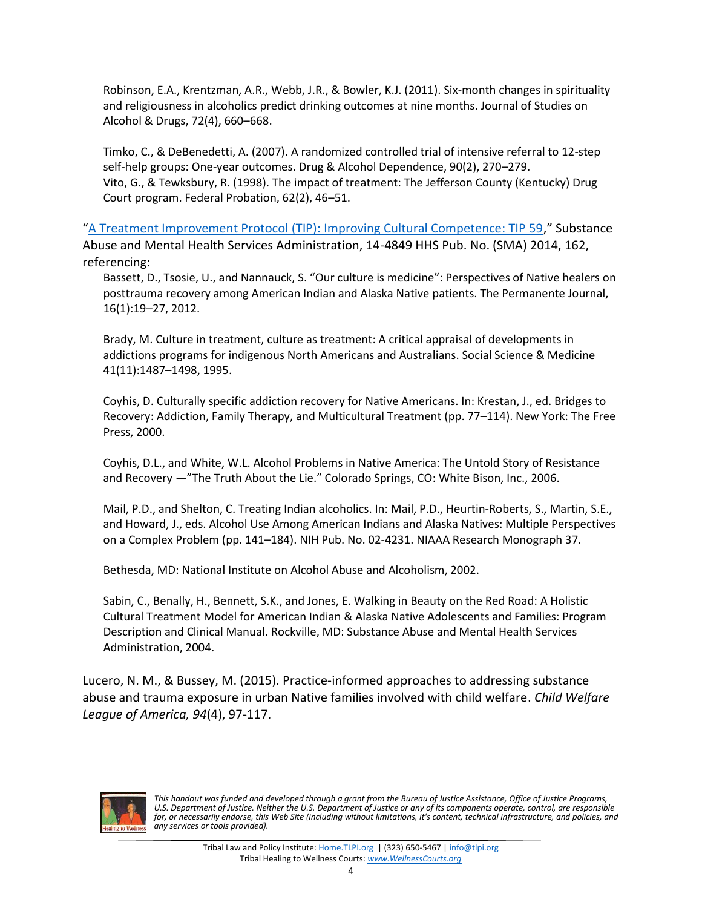Robinson, E.A., Krentzman, A.R., Webb, J.R., & Bowler, K.J. (2011). Six-month changes in spirituality and religiousness in alcoholics predict drinking outcomes at nine months. Journal of Studies on Alcohol & Drugs, 72(4), 660–668.

Timko, C., & DeBenedetti, A. (2007). A randomized controlled trial of intensive referral to 12-step self-help groups: One-year outcomes. Drug & Alcohol Dependence, 90(2), 270–279.
Vito, G., & Tewksbury, R. (1998). The impact of treatment: The Jefferson County (Kentucky) Drug Court program. Federal Probation, 62(2), 46–51.

"[A Treatment Improvement Protocol (TIP): Improving Cultural Competence: TIP 59](#)," Substance Abuse and Mental Health Services Administration, 14-4849 HHS Pub. No. (SMA) 2014, 162, referencing:

Bassett, D., Tsosie, U., and Nannauck, S. "Our culture is medicine": Perspectives of Native healers on posttrauma recovery among American Indian and Alaska Native patients. The Permanente Journal, 16(1):19–27, 2012.

Brady, M. Culture in treatment, culture as treatment: A critical appraisal of developments in addictions programs for indigenous North Americans and Australians. Social Science & Medicine 41(11):1487–1498, 1995.

Coyhis, D. Culturally specific addiction recovery for Native Americans. In: Krestan, J., ed. Bridges to Recovery: Addiction, Family Therapy, and Multicultural Treatment (pp. 77–114). New York: The Free Press, 2000.

Coyhis, D.L., and White, W.L. Alcohol Problems in Native America: The Untold Story of Resistance and Recovery —"The Truth About the Lie." Colorado Springs, CO: White Bison, Inc., 2006.

Mail, P.D., and Shelton, C. Treating Indian alcoholics. In: Mail, P.D., Heurtin-Roberts, S., Martin, S.E., and Howard, J., eds. Alcohol Use Among American Indians and Alaska Natives: Multiple Perspectives on a Complex Problem (pp. 141–184). NIH Pub. No. 02-4231. NIAAA Research Monograph 37.

Bethesda, MD: National Institute on Alcohol Abuse and Alcoholism, 2002.

Sabin, C., Benally, H., Bennett, S.K., and Jones, E. Walking in Beauty on the Red Road: A Holistic Cultural Treatment Model for American Indian & Alaska Native Adolescents and Families: Program Description and Clinical Manual. Rockville, MD: Substance Abuse and Mental Health Services Administration, 2004.

Lucero, N. M., & Bussey, M. (2015). Practice-informed approaches to addressing substance abuse and trauma exposure in urban Native families involved with child welfare. *Child Welfare League of America, 94*(4), 97-117.

*This handout was funded and developed through a grant from the Bureau of Justice Assistance, Office of Justice Programs, U.S. Department of Justice. Neither the U.S. Department of Justice or any of its components operate, control, are responsible for, or necessarily endorse, this Web Site (including without limitations, it's content, technical infrastructure, and policies, and any services or tools provided).*

Tribal Law and Policy Institute: Home.TLPI.org | (323) 650-5467 | info@tlpi.org
Tribal Healing to Wellness Courts: *www.WellnessCourts.org*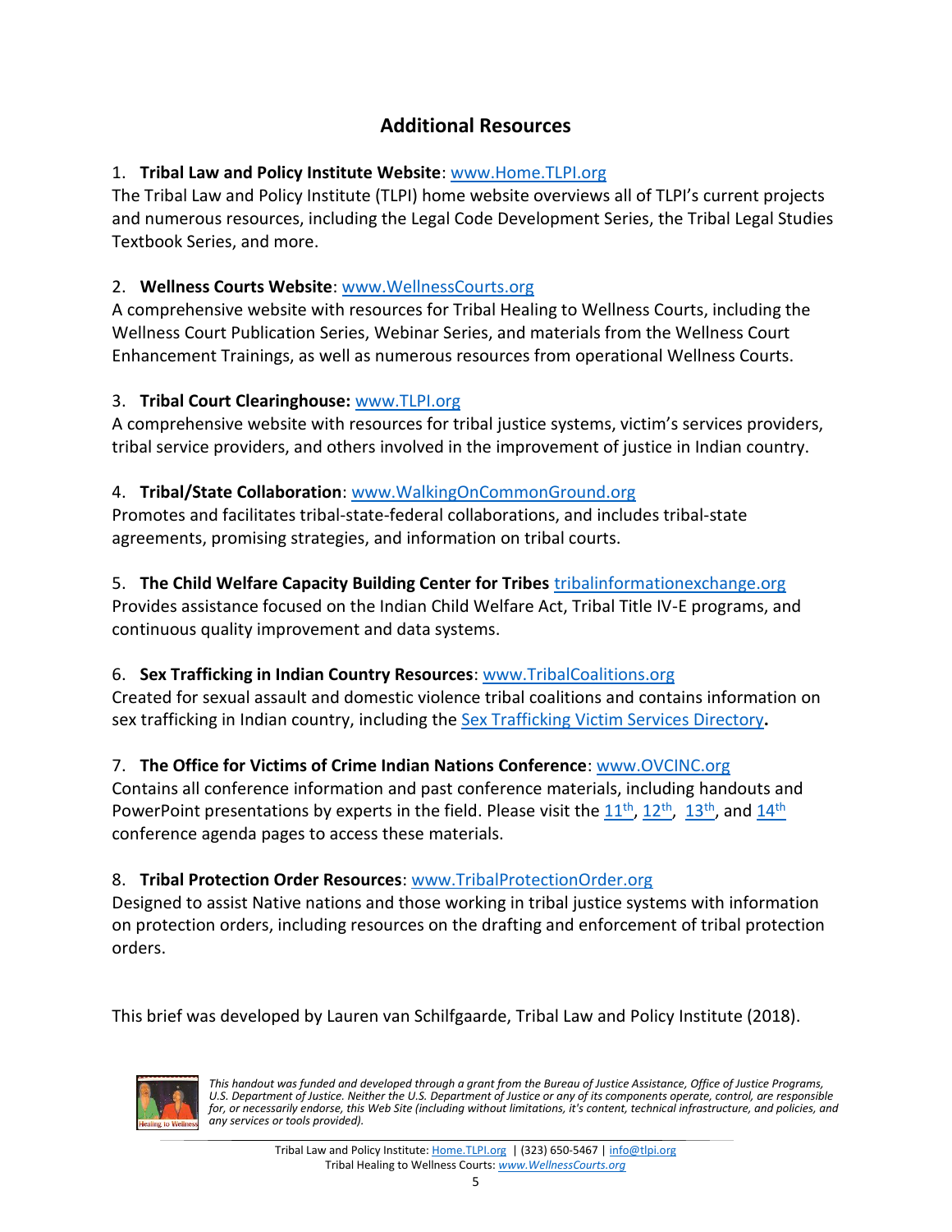## Additional Resources

1. **Tribal Law and Policy Institute Website**: www.Home.TLPI.org
The Tribal Law and Policy Institute (TLPI) home website overviews all of TLPI's current projects and numerous resources, including the Legal Code Development Series, the Tribal Legal Studies Textbook Series, and more.

2. **Wellness Courts Website**: www.WellnessCourts.org
A comprehensive website with resources for Tribal Healing to Wellness Courts, including the Wellness Court Publication Series, Webinar Series, and materials from the Wellness Court Enhancement Trainings, as well as numerous resources from operational Wellness Courts.

3. **Tribal Court Clearinghouse:** www.TLPI.org
A comprehensive website with resources for tribal justice systems, victim's services providers, tribal service providers, and others involved in the improvement of justice in Indian country.

4. **Tribal/State Collaboration**: www.WalkingOnCommonGround.org
Promotes and facilitates tribal-state-federal collaborations, and includes tribal-state agreements, promising strategies, and information on tribal courts.

5. **The Child Welfare Capacity Building Center for Tribes** tribalinformationexchange.org
Provides assistance focused on the Indian Child Welfare Act, Tribal Title IV-E programs, and continuous quality improvement and data systems.

6. **Sex Trafficking in Indian Country Resources**: www.TribalCoalitions.org
Created for sexual assault and domestic violence tribal coalitions and contains information on sex trafficking in Indian country, including the Sex Trafficking Victim Services Directory**.**

7. **The Office for Victims of Crime Indian Nations Conference**: www.OVCINC.org
Contains all conference information and past conference materials, including handouts and PowerPoint presentations by experts in the field. Please visit the 11th, 12th, 13th, and 14th conference agenda pages to access these materials.

8. **Tribal Protection Order Resources**: www.TribalProtectionOrder.org
Designed to assist Native nations and those working in tribal justice systems with information on protection orders, including resources on the drafting and enforcement of tribal protection orders.

This brief was developed by Lauren van Schilfgaarde, Tribal Law and Policy Institute (2018).

*This handout was funded and developed through a grant from the Bureau of Justice Assistance, Office of Justice Programs, U.S. Department of Justice. Neither the U.S. Department of Justice or any of its components operate, control, are responsible for, or necessarily endorse, this Web Site (including without limitations, it's content, technical infrastructure, and policies, and any services or tools provided).*

Tribal Law and Policy Institute: Home.TLPI.org | (323) 650-5467 | info@tlpi.org
Tribal Healing to Wellness Courts: *www.WellnessCourts.org*